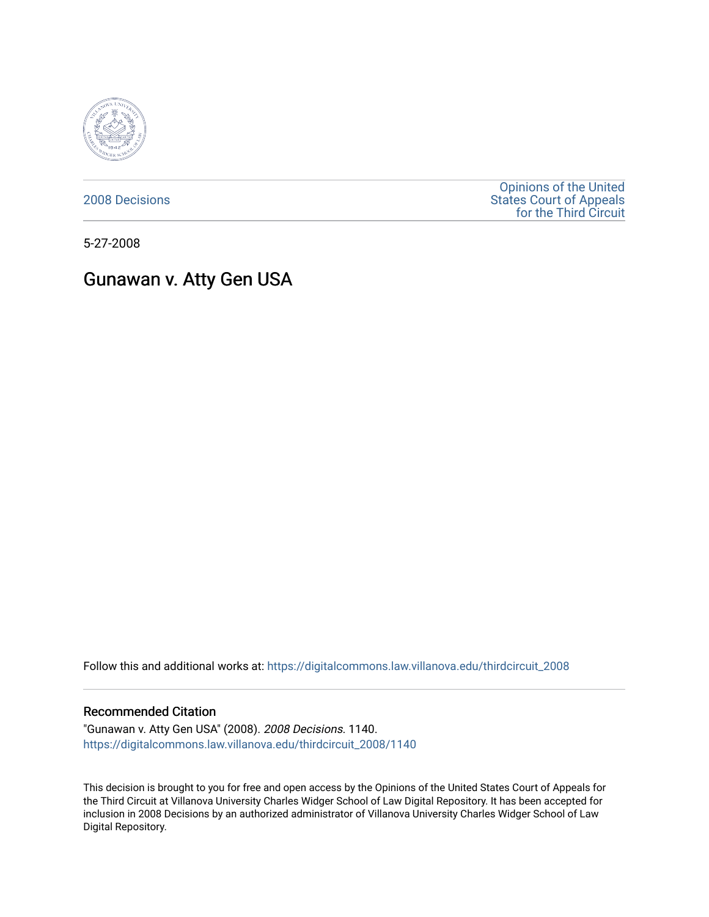2008 Decisions

Opinions of the United States Court of Appeals for the Third Circuit

5-27-2008

# Gunawan v. Atty Gen USA

Follow this and additional works at: https://digitalcommons.law.villanova.edu/thirdcircuit_2008

## Recommended Citation

"Gunawan v. Atty Gen USA" (2008). *2008 Decisions*. 1140.
https://digitalcommons.law.villanova.edu/thirdcircuit_2008/1140

This decision is brought to you for free and open access by the Opinions of the United States Court of Appeals for the Third Circuit at Villanova University Charles Widger School of Law Digital Repository. It has been accepted for inclusion in 2008 Decisions by an authorized administrator of Villanova University Charles Widger School of Law Digital Repository.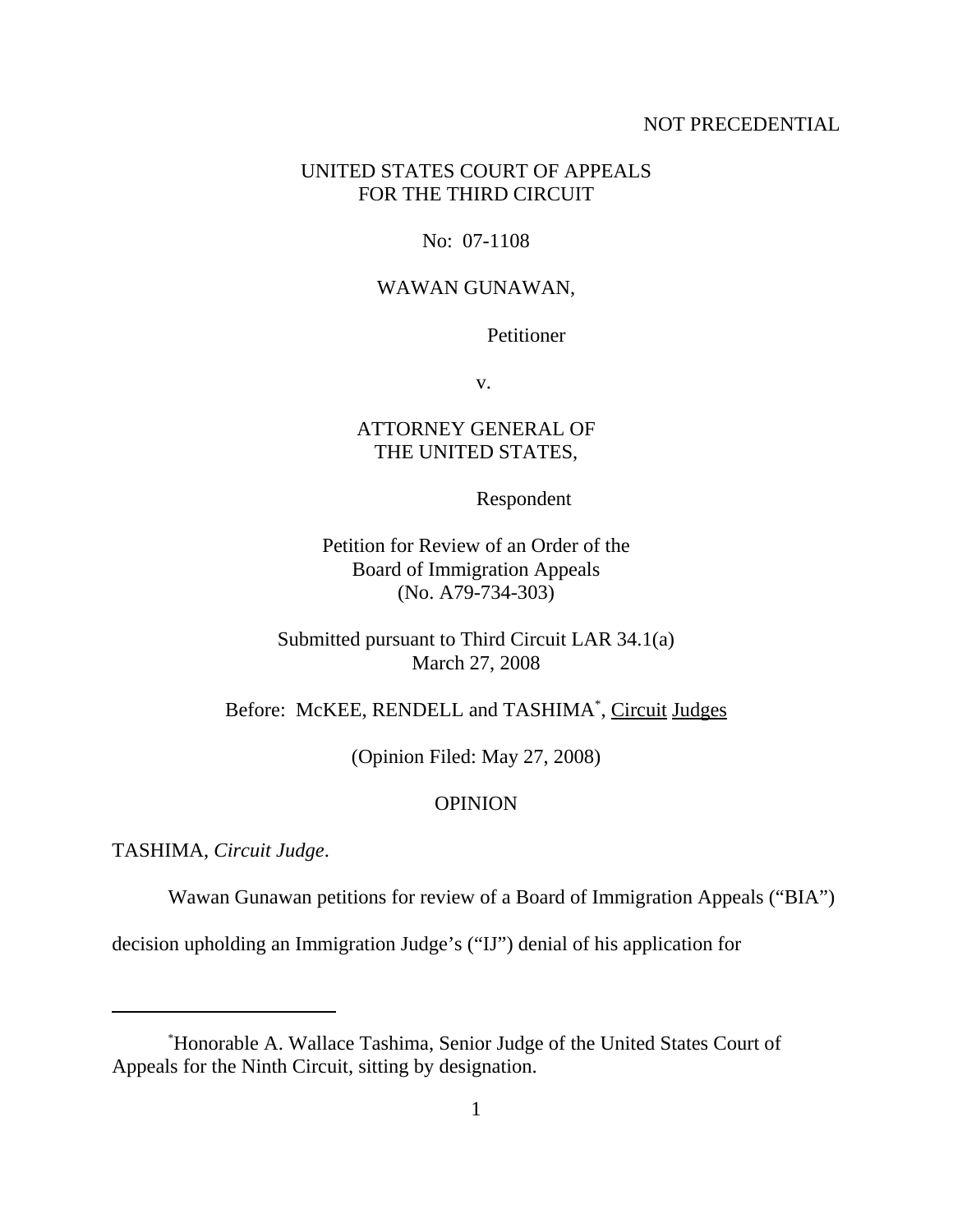NOT PRECEDENTIAL

UNITED STATES COURT OF APPEALS
FOR THE THIRD CIRCUIT

No: 07-1108

WAWAN GUNAWAN,

Petitioner

v.

ATTORNEY GENERAL OF
THE UNITED STATES,

Respondent

Petition for Review of an Order of the
Board of Immigration Appeals
(No. A79-734-303)

Submitted pursuant to Third Circuit LAR 34.1(a)
March 27, 2008

Before: McKEE, RENDELL and TASHIMA[*], Circuit Judges

(Opinion Filed: May 27, 2008)

OPINION

TASHIMA, *Circuit Judge*.

Wawan Gunawan petitions for review of a Board of Immigration Appeals ("BIA") decision upholding an Immigration Judge's ("IJ") denial of his application for

---

[*]Honorable A. Wallace Tashima, Senior Judge of the United States Court of Appeals for the Ninth Circuit, sitting by designation.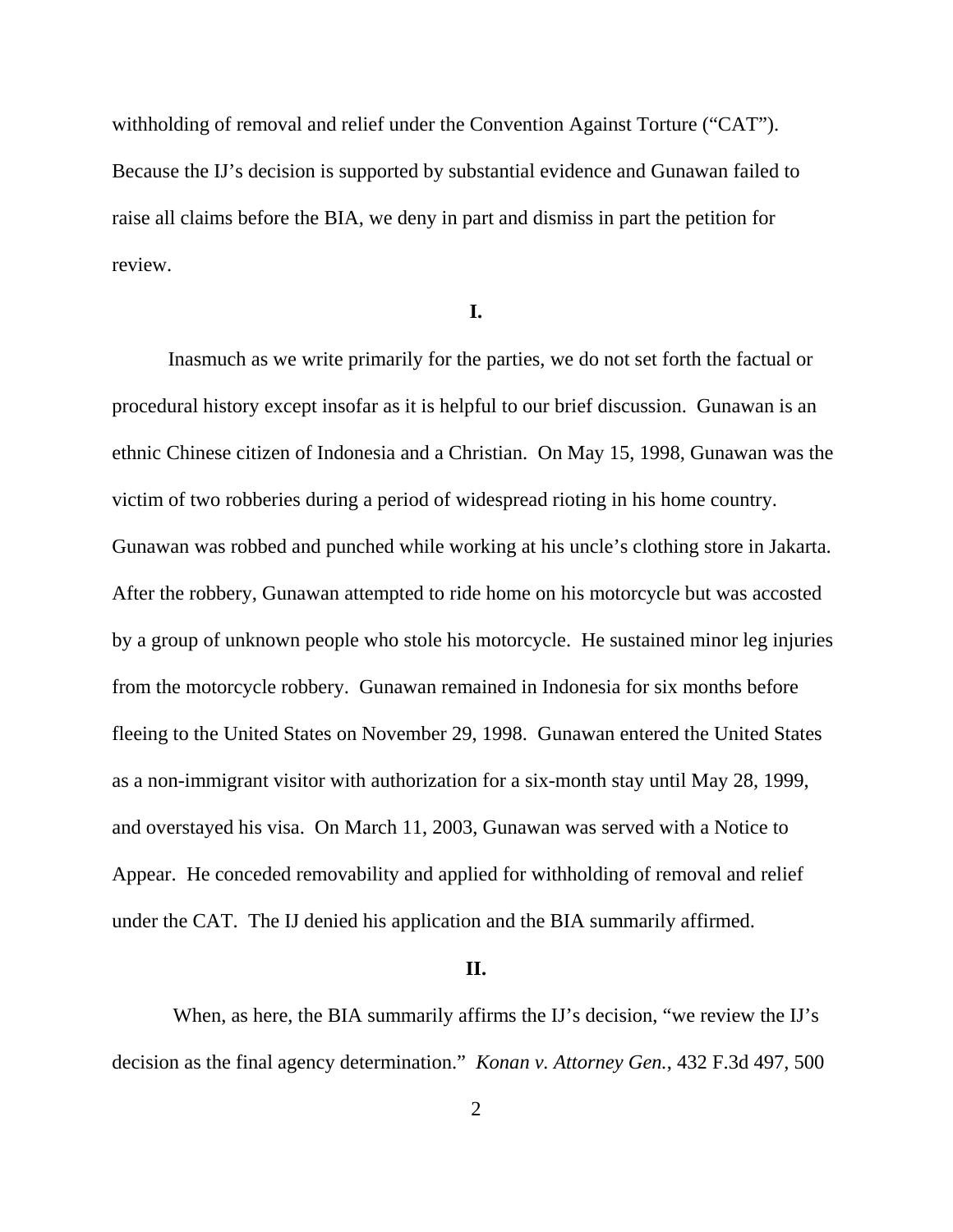withholding of removal and relief under the Convention Against Torture ("CAT"). Because the IJ's decision is supported by substantial evidence and Gunawan failed to raise all claims before the BIA, we deny in part and dismiss in part the petition for review.

**I.**

Inasmuch as we write primarily for the parties, we do not set forth the factual or procedural history except insofar as it is helpful to our brief discussion. Gunawan is an ethnic Chinese citizen of Indonesia and a Christian. On May 15, 1998, Gunawan was the victim of two robberies during a period of widespread rioting in his home country. Gunawan was robbed and punched while working at his uncle's clothing store in Jakarta. After the robbery, Gunawan attempted to ride home on his motorcycle but was accosted by a group of unknown people who stole his motorcycle. He sustained minor leg injuries from the motorcycle robbery. Gunawan remained in Indonesia for six months before fleeing to the United States on November 29, 1998. Gunawan entered the United States as a non-immigrant visitor with authorization for a six-month stay until May 28, 1999, and overstayed his visa. On March 11, 2003, Gunawan was served with a Notice to Appear. He conceded removability and applied for withholding of removal and relief under the CAT. The IJ denied his application and the BIA summarily affirmed.

**II.**

When, as here, the BIA summarily affirms the IJ's decision, "we review the IJ's decision as the final agency determination." *Konan v. Attorney Gen.*, 432 F.3d 497, 500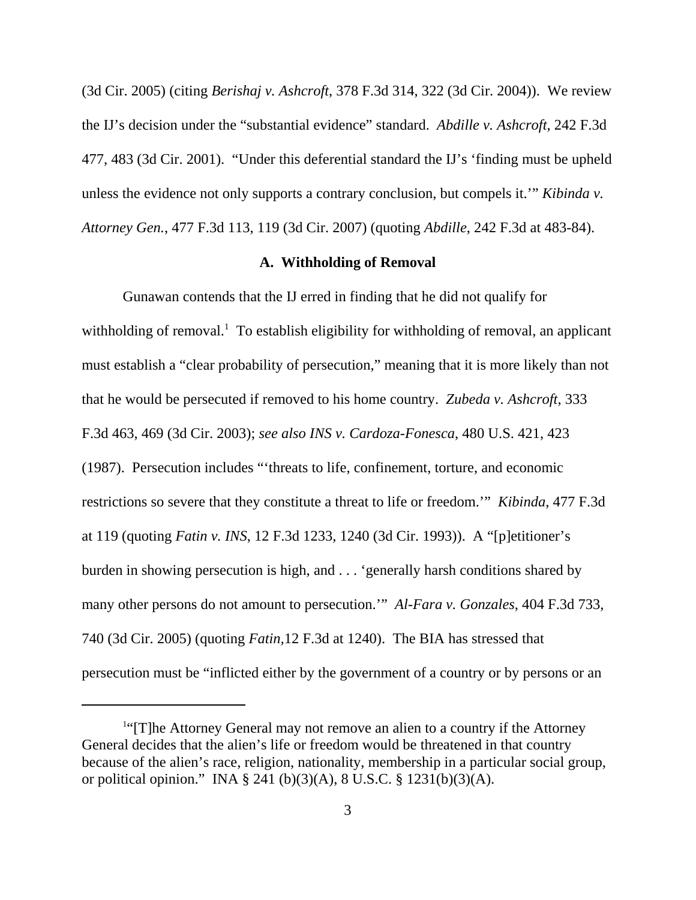(3d Cir. 2005) (citing *Berishaj v. Ashcroft*, 378 F.3d 314, 322 (3d Cir. 2004)). We review the IJ's decision under the "substantial evidence" standard. *Abdille v. Ashcroft*, 242 F.3d 477, 483 (3d Cir. 2001). "Under this deferential standard the IJ's 'finding must be upheld unless the evidence not only supports a contrary conclusion, but compels it.'" *Kibinda v. Attorney Gen.*, 477 F.3d 113, 119 (3d Cir. 2007) (quoting *Abdille*, 242 F.3d at 483-84).

### A. Withholding of Removal

Gunawan contends that the IJ erred in finding that he did not qualify for withholding of removal.[1] To establish eligibility for withholding of removal, an applicant must establish a "clear probability of persecution," meaning that it is more likely than not that he would be persecuted if removed to his home country. *Zubeda v. Ashcroft*, 333 F.3d 463, 469 (3d Cir. 2003); *see also INS v. Cardoza-Fonesca*, 480 U.S. 421, 423 (1987). Persecution includes "'threats to life, confinement, torture, and economic restrictions so severe that they constitute a threat to life or freedom.'" *Kibinda*, 477 F.3d at 119 (quoting *Fatin v. INS*, 12 F.3d 1233, 1240 (3d Cir. 1993)). A "[p]etitioner's burden in showing persecution is high, and . . . 'generally harsh conditions shared by many other persons do not amount to persecution.'" *Al-Fara v. Gonzales*, 404 F.3d 733, 740 (3d Cir. 2005) (quoting *Fatin*,12 F.3d at 1240). The BIA has stressed that persecution must be "inflicted either by the government of a country or by persons or an

---

[1]"[T]he Attorney General may not remove an alien to a country if the Attorney General decides that the alien's life or freedom would be threatened in that country because of the alien's race, religion, nationality, membership in a particular social group, or political opinion." INA § 241 (b)(3)(A), 8 U.S.C. § 1231(b)(3)(A).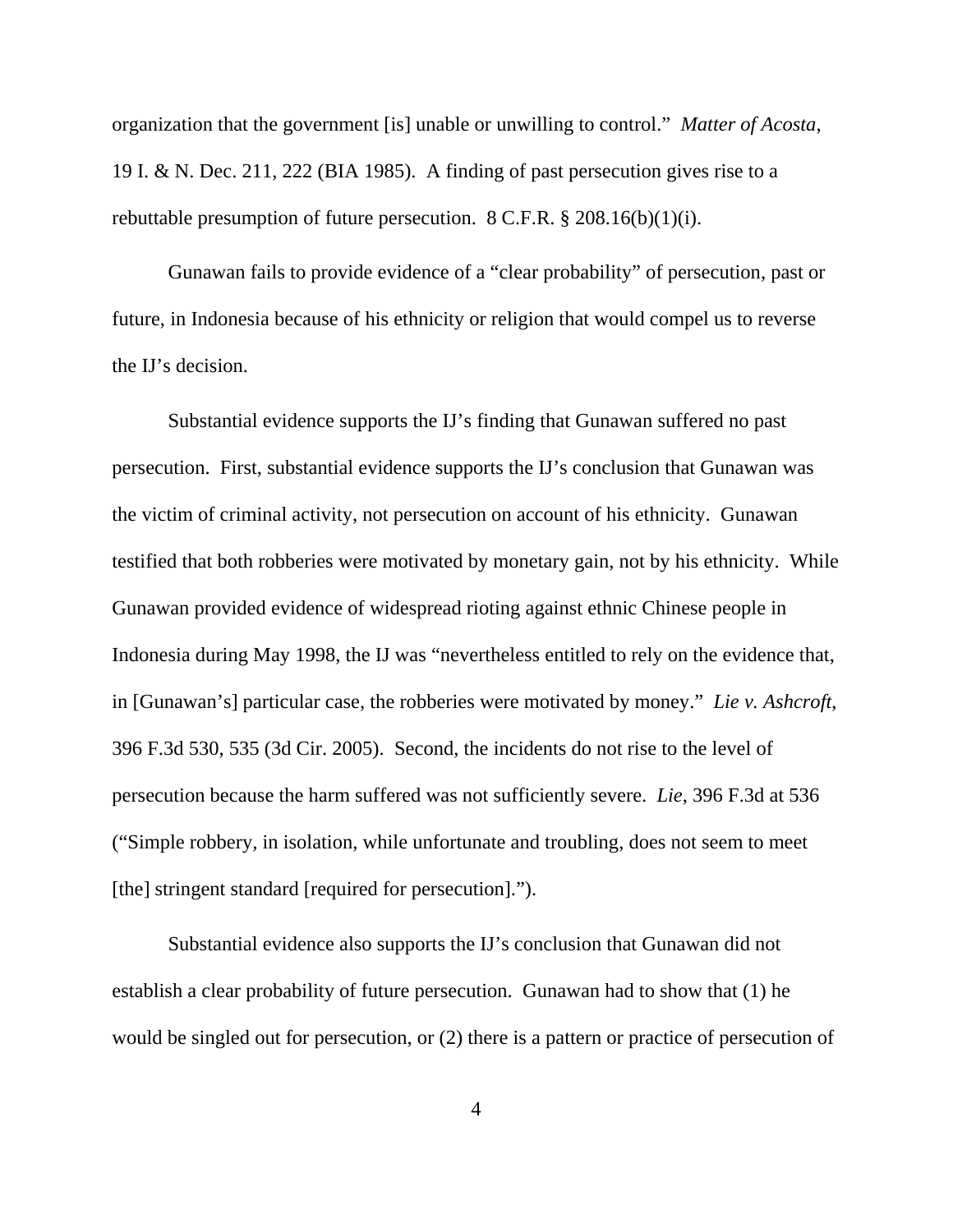organization that the government [is] unable or unwilling to control." *Matter of Acosta*, 19 I. & N. Dec. 211, 222 (BIA 1985). A finding of past persecution gives rise to a rebuttable presumption of future persecution. 8 C.F.R. § 208.16(b)(1)(i).

Gunawan fails to provide evidence of a "clear probability" of persecution, past or future, in Indonesia because of his ethnicity or religion that would compel us to reverse the IJ's decision.

Substantial evidence supports the IJ's finding that Gunawan suffered no past persecution. First, substantial evidence supports the IJ's conclusion that Gunawan was the victim of criminal activity, not persecution on account of his ethnicity. Gunawan testified that both robberies were motivated by monetary gain, not by his ethnicity. While Gunawan provided evidence of widespread rioting against ethnic Chinese people in Indonesia during May 1998, the IJ was "nevertheless entitled to rely on the evidence that, in [Gunawan's] particular case, the robberies were motivated by money." *Lie v. Ashcroft*, 396 F.3d 530, 535 (3d Cir. 2005). Second, the incidents do not rise to the level of persecution because the harm suffered was not sufficiently severe. *Lie*, 396 F.3d at 536 ("Simple robbery, in isolation, while unfortunate and troubling, does not seem to meet [the] stringent standard [required for persecution].").

Substantial evidence also supports the IJ's conclusion that Gunawan did not establish a clear probability of future persecution. Gunawan had to show that (1) he would be singled out for persecution, or (2) there is a pattern or practice of persecution of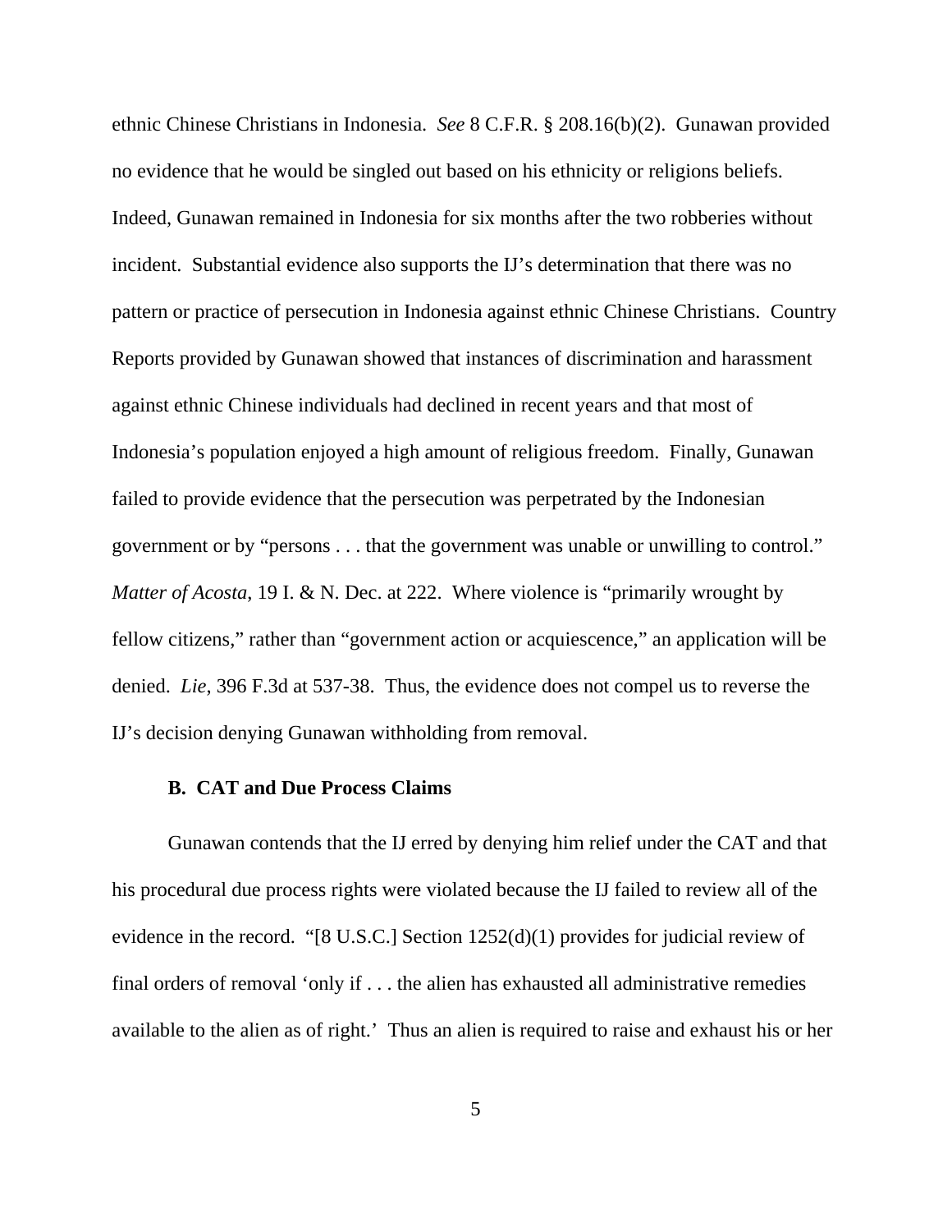ethnic Chinese Christians in Indonesia. *See* 8 C.F.R. § 208.16(b)(2). Gunawan provided no evidence that he would be singled out based on his ethnicity or religions beliefs. Indeed, Gunawan remained in Indonesia for six months after the two robberies without incident. Substantial evidence also supports the IJ's determination that there was no pattern or practice of persecution in Indonesia against ethnic Chinese Christians. Country Reports provided by Gunawan showed that instances of discrimination and harassment against ethnic Chinese individuals had declined in recent years and that most of Indonesia's population enjoyed a high amount of religious freedom. Finally, Gunawan failed to provide evidence that the persecution was perpetrated by the Indonesian government or by "persons . . . that the government was unable or unwilling to control." *Matter of Acosta*, 19 I. & N. Dec. at 222. Where violence is "primarily wrought by fellow citizens," rather than "government action or acquiescence," an application will be denied. *Lie*, 396 F.3d at 537-38. Thus, the evidence does not compel us to reverse the IJ's decision denying Gunawan withholding from removal.

**B. CAT and Due Process Claims**

Gunawan contends that the IJ erred by denying him relief under the CAT and that his procedural due process rights were violated because the IJ failed to review all of the evidence in the record. "[8 U.S.C.] Section 1252(d)(1) provides for judicial review of final orders of removal 'only if . . . the alien has exhausted all administrative remedies available to the alien as of right.' Thus an alien is required to raise and exhaust his or her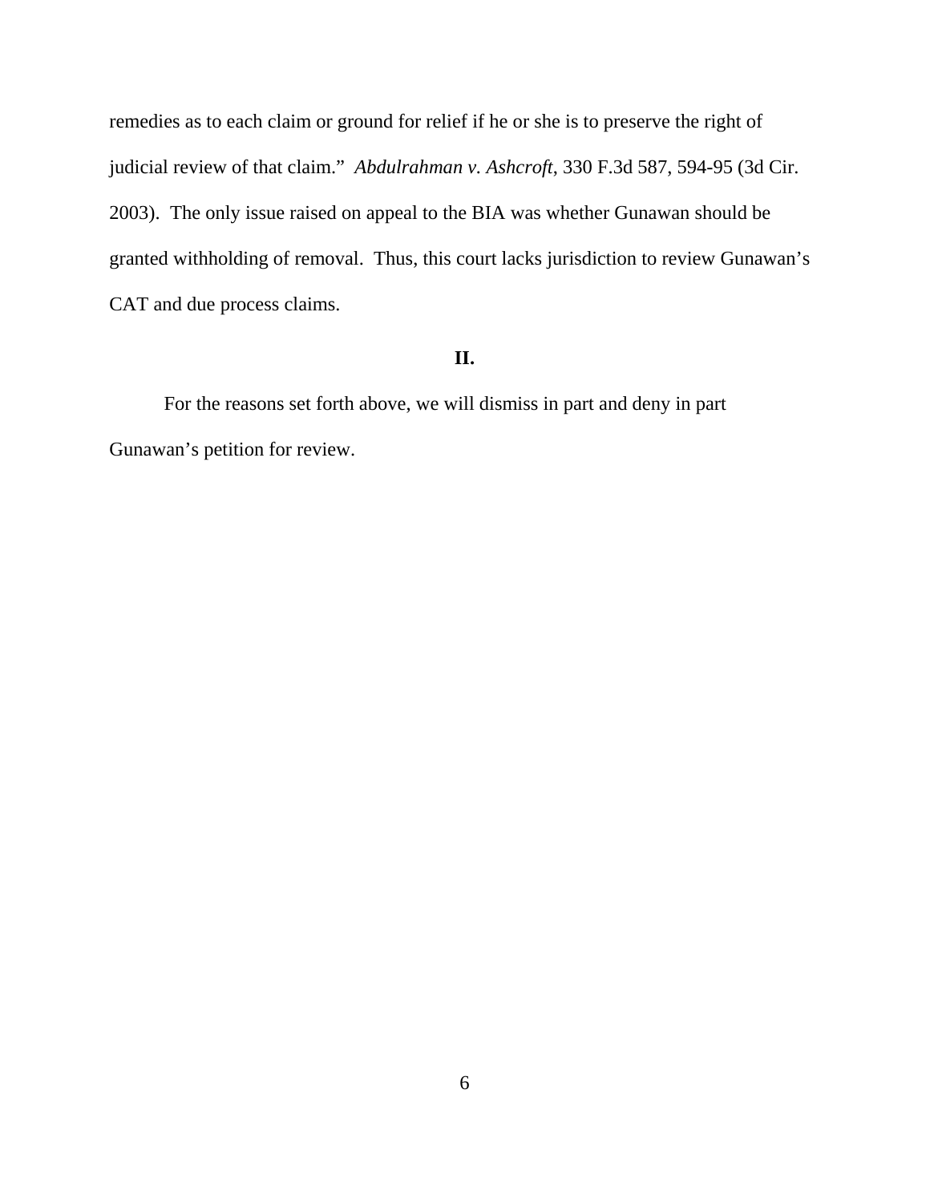remedies as to each claim or ground for relief if he or she is to preserve the right of judicial review of that claim." *Abdulrahman v. Ashcroft*, 330 F.3d 587, 594-95 (3d Cir. 2003). The only issue raised on appeal to the BIA was whether Gunawan should be granted withholding of removal. Thus, this court lacks jurisdiction to review Gunawan's CAT and due process claims.

## II.

For the reasons set forth above, we will dismiss in part and deny in part Gunawan's petition for review.